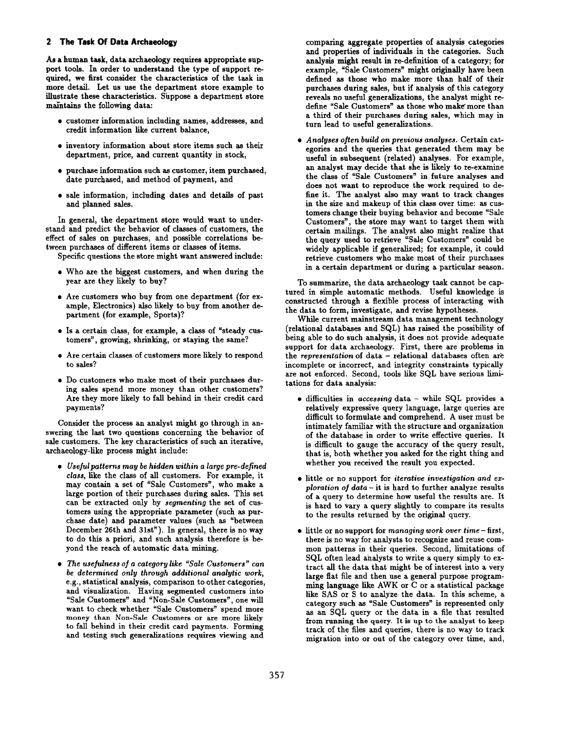## 2 The Task Of Data Archaeology

As a human task, data archaeology requires appropriate support tools. In order to understand the type of support required, we first consider the characteristics of the task in more detail. Let us use the department store example to illustrate these characteristics. Suppose a department store maintains the following data:

- customer information including names, addresses, and credit information like current balance,
- inventory information about store items such as their department, price, and current quantity in stock,
- purchase information such as customer, item purchased, date purchased, and method of payment, and
- sale information, including dates and details of past and planned sales.

In general, the department store would want to understand and predict the behavior of classes of customers, the effect of sales on purchases, and possible correlations between purchases of different items or classes of items.

Specific questions the store might want answered include:

- Who are the biggest customers, and when during the year are they likely to buy?
- Are customers who buy from one department (for example, Electronics) also likely to buy from another department (for example, Sports)?
- Is a certain class, for example, a class of "steady customers", growing, shrinking, or staying the same?
- Are certain classes of customers more likely to respond to sales?
- Do customers who make most of their purchases during sales spend more money than other customers? Are they more likely to fall behind in their credit card payments?

Consider the process an analyst might go through in answering the last two questions concerning the behavior of sale customers. The key characteristics of such an iterative, archaeology-like process might include:

- *Useful patterns may be hidden within a large pre-defined class*, like the class of all customers. For example, it may contain a set of "Sale Customers", who make a large portion of their purchases during sales. This set can be extracted only by *segmenting* the set of customers using the appropriate parameter (such as purchase date) and parameter values (such as "between December 26th and 31st"). In general, there is no way to do this a priori, and such analysis therefore is beyond the reach of automatic data mining.
- *The usefulness of a category like "Sale Customers" can be determined only through additional analytic work*, e.g., statistical analysis, comparison to other categories, and visualization. Having segmented customers into "Sale Customers" and "Non-Sale Customers", one will want to check whether "Sale Customers" spend more money than Non-Sale Customers or are more likely to fall behind in their credit card payments. Forming and testing such generalizations requires viewing and comparing aggregate properties of analysis categories and properties of individuals in the categories. Such analysis might result in re-definition of a category; for example, "Sale Customers" might originally have been defined as those who make more than half of their purchases during sales, but if analysis of this category reveals no useful generalizations, the analyst might redefine "Sale Customers" as those who make more than a third of their purchases during sales, which may in turn lead to useful generalizations.
- *Analyses often build on previous analyses.* Certain categories and the queries that generated them may be useful in subsequent (related) analyses. For example, an analyst may decide that she is likely to re-examine the class of "Sale Customers" in future analyses and does not want to reproduce the work required to define it. The analyst also may want to track changes in the size and makeup of this class over time: as customers change their buying behavior and become "Sale Customers", the store may want to target them with certain mailings. The analyst also might realize that the query used to retrieve "Sale Customers" could be widely applicable if generalized; for example, it could retrieve customers who make most of their purchases in a certain department or during a particular season.

To summarize, the data archaeology task cannot be captured in simple automatic methods. Useful knowledge is constructed through a flexible process of interacting with the data to form, investigate, and revise hypotheses.

While current mainstream data management technology (relational databases and SQL) has raised the possibility of being able to do such analysis, it does not provide adequate support for data archaeology. First, there are problems in the *representation* of data – relational databases often are incomplete or incorrect, and integrity constraints typically are not enforced. Second, tools like SQL have serious limitations for data analysis:

- difficulties in *accessing* data – while SQL provides a relatively expressive query language, large queries are difficult to formulate and comprehend. A user must be intimately familiar with the structure and organization of the database in order to write effective queries. It is difficult to gauge the accuracy of the query result, that is, both whether you asked for the right thing and whether you received the result you expected.
- little or no support for *iterative investigation and exploration of data* – it is hard to further analyze results of a query to determine how useful the results are. It is hard to vary a query slightly to compare its results to the results returned by the original query.
- little or no support for *managing work over time* – first, there is no way for analysts to recognize and reuse common patterns in their queries. Second, limitations of SQL often lead analysts to write a query simply to extract all the data that might be of interest into a very large flat file and then use a general purpose programming language like AWK or C or a statistical package like SAS or S to analyze the data. In this scheme, a category such as "Sale Customers" is represented only as an SQL query or the data in a file that resulted from running the query. It is up to the analyst to keep track of the files and queries, there is no way to track migration into or out of the category over time, and,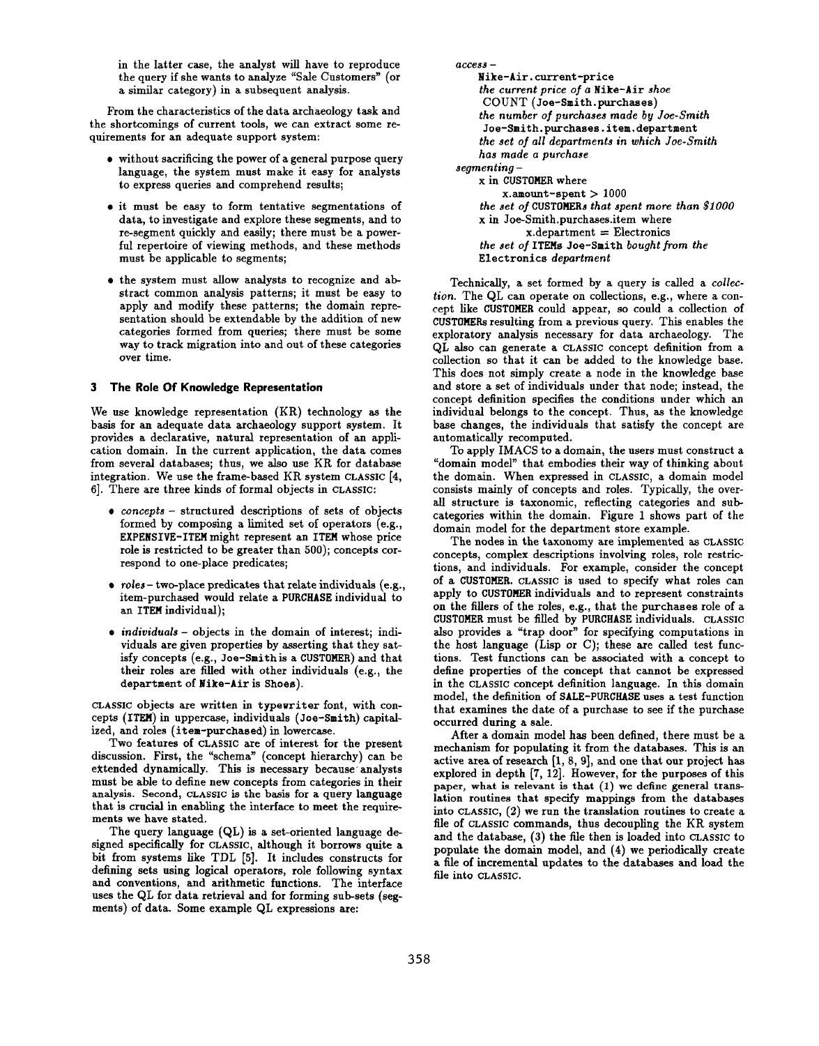in the latter case, the analyst will have to reproduce the query if she wants to analyze "Sale Customers" (or a similar category) in a subsequent analysis.

From the characteristics of the data archaeology task and the shortcomings of current tools, we can extract some requirements for an adequate support system:

- without sacrificing the power of a general purpose query language, the system must make it easy for analysts to express queries and comprehend results;
- it must be easy to form tentative segmentations of data, to investigate and explore these segments, and to re-segment quickly and easily; there must be a powerful repertoire of viewing methods, and these methods must be applicable to segments;
- the system must allow analysts to recognize and abstract common analysis patterns; it must be easy to apply and modify these patterns; the domain representation should be extendable by the addition of new categories formed from queries; there must be some way to track migration into and out of these categories over time.

## 3 The Role Of Knowledge Representation

We use knowledge representation (KR) technology as the basis for an adequate data archaeology support system. It provides a declarative, natural representation of an application domain. In the current application, the data comes from several databases; thus, we also use KR for database integration. We use the frame-based KR system CLASSIC [4, 6]. There are three kinds of formal objects in CLASSIC:

- *concepts* – structured descriptions of sets of objects formed by composing a limited set of operators (e.g., `EXPENSIVE-ITEM` might represent an `ITEM` whose price role is restricted to be greater than 500); concepts correspond to one-place predicates;
- *roles* – two-place predicates that relate individuals (e.g., item-purchased would relate a `PURCHASE` individual to an `ITEM` individual);
- *individuals* – objects in the domain of interest; individuals are given properties by asserting that they satisfy concepts (e.g., `Joe-Smith` is a `CUSTOMER`) and that their roles are filled with other individuals (e.g., the `department` of `Nike-Air` is `Shoes`).

CLASSIC objects are written in `typewriter` font, with concepts (`ITEM`) in uppercase, individuals (`Joe-Smith`) capitalized, and roles (`item-purchased`) in lowercase.

Two features of CLASSIC are of interest for the present discussion. First, the "schema" (concept hierarchy) can be extended dynamically. This is necessary because analysts must be able to define new concepts from categories in their analysis. Second, CLASSIC is the basis for a query language that is crucial in enabling the interface to meet the requirements we have stated.

The query language (QL) is a set-oriented language designed specifically for CLASSIC, although it borrows quite a bit from systems like TDL [5]. It includes constructs for defining sets using logical operators, role following syntax and conventions, and arithmetic functions. The interface uses the QL for data retrieval and for forming sub-sets (segments) of data. Some example QL expressions are:

*access* –
  `Nike-Air.current-price`
  *the current price of a* `Nike-Air` *shoe*
  COUNT (`Joe-Smith.purchases`)
  *the number of purchases made by Joe-Smith*
  `Joe-Smith.purchases.item.department`
  *the set of all departments in which Joe-Smith has made a purchase*

*segmenting* –
  x in `CUSTOMER` where
    x.`amount-spent` > 1000
  *the set of* `CUSTOMER`*s that spent more than $1000*
  x in Joe-Smith.purchases.item where
    x.department = Electronics
  *the set of* `ITEM`*s* `Joe-Smith` *bought from the* `Electronics` *department*

Technically, a set formed by a query is called a *collection*. The QL can operate on collections, e.g., where a concept like `CUSTOMER` could appear, so could a collection of `CUSTOMER`s resulting from a previous query. This enables the exploratory analysis necessary for data archaeology. The QL also can generate a CLASSIC concept definition from a collection so that it can be added to the knowledge base. This does not simply create a node in the knowledge base and store a set of individuals under that node; instead, the concept definition specifies the conditions under which an individual belongs to the concept. Thus, as the knowledge base changes, the individuals that satisfy the concept are automatically recomputed.

To apply IMACS to a domain, the users must construct a "domain model" that embodies their way of thinking about the domain. When expressed in CLASSIC, a domain model consists mainly of concepts and roles. Typically, the overall structure is taxonomic, reflecting categories and subcategories within the domain. Figure 1 shows part of the domain model for the department store example.

The nodes in the taxonomy are implemented as CLASSIC concepts, complex descriptions involving roles, role restrictions, and individuals. For example, consider the concept of a `CUSTOMER`. CLASSIC is used to specify what roles can apply to `CUSTOMER` individuals and to represent constraints on the fillers of the roles, e.g., that the purchases role of a `CUSTOMER` must be filled by `PURCHASE` individuals. CLASSIC also provides a "trap door" for specifying computations in the host language (Lisp or C); these are called test functions. Test functions can be associated with a concept to define properties of the concept that cannot be expressed in the CLASSIC concept definition language. In this domain model, the definition of `SALE-PURCHASE` uses a test function that examines the date of a purchase to see if the purchase occurred during a sale.

After a domain model has been defined, there must be a mechanism for populating it from the databases. This is an active area of research [1, 8, 9], and one that our project has explored in depth [7, 12]. However, for the purposes of this paper, what is relevant is that (1) we define general translation routines that specify mappings from the databases into CLASSIC, (2) we run the translation routines to create a file of CLASSIC commands, thus decoupling the KR system and the database, (3) the file then is loaded into CLASSIC to populate the domain model, and (4) we periodically create a file of incremental updates to the databases and load the file into CLASSIC.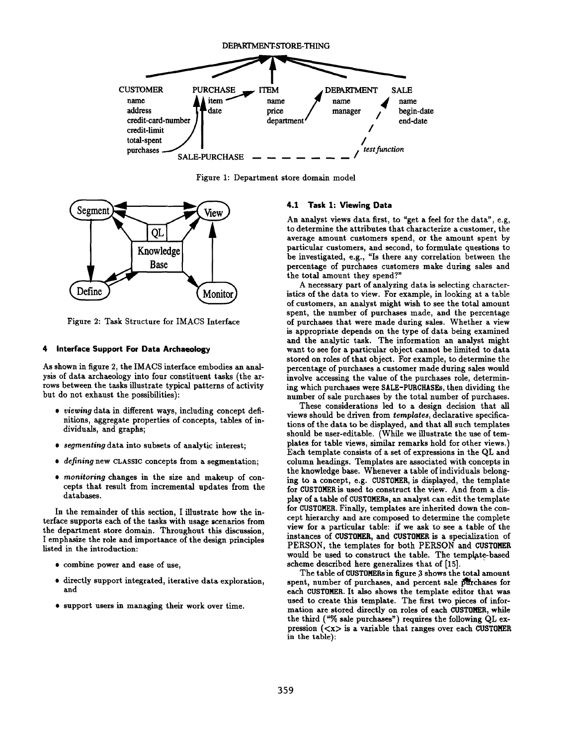Figure 1: Department store domain model

Figure 2: Task Structure for IMACS Interface

## 4 Interface Support For Data Archaeology

As shown in figure 2, the IMACS interface embodies an analysis of data archaeology into four constituent tasks (the arrows between the tasks illustrate typical patterns of activity but do not exhaust the possibilities):

- *viewing* data in different ways, including concept definitions, aggregate properties of concepts, tables of individuals, and graphs;
- *segmenting* data into subsets of analytic interest;
- *defining* new CLASSIC concepts from a segmentation;
- *monitoring* changes in the size and makeup of concepts that result from incremental updates from the databases.

In the remainder of this section, I illustrate how the interface supports each of the tasks with usage scenarios from the department store domain. Throughout this discussion, I emphasize the role and importance of the design principles listed in the introduction:

- combine power and ease of use,
- directly support integrated, iterative data exploration, and
- support users in managing their work over time.

### 4.1 Task 1: Viewing Data

An analyst views data first, to "get a feel for the data", e.g, to determine the attributes that characterize a customer, the average amount customers spend, or the amount spent by particular customers, and second, to formulate questions to be investigated, e.g., "Is there any correlation between the percentage of purchases customers make during sales and the total amount they spend?"

A necessary part of analyzing data is selecting characteristics of the data to view. For example, in looking at a table of customers, an analyst might wish to see the total amount spent, the number of purchases made, and the percentage of purchases that were made during sales. Whether a view is appropriate depends on the type of data being examined and the analytic task. The information an analyst might want to see for a particular object cannot be limited to data stored on roles of that object. For example, to determine the percentage of purchases a customer made during sales would involve accessing the value of the purchases role, determining which purchases were SALE-PURCHASEs, then dividing the number of sale purchases by the total number of purchases.

These considerations led to a design decision that all views should be driven from *templates*, declarative specifications of the data to be displayed, and that all such templates should be user-editable. (While we illustrate the use of templates for table views, similar remarks hold for other views.) Each template consists of a set of expressions in the QL and column headings. Templates are associated with concepts in the knowledge base. Whenever a table of individuals belonging to a concept, e.g. CUSTOMER, is displayed, the template for CUSTOMER is used to construct the view. And from a display of a table of CUSTOMERs, an analyst can edit the template for CUSTOMER. Finally, templates are inherited down the concept hierarchy and are composed to determine the complete view for a particular table: if we ask to see a table of the instances of CUSTOMER, and CUSTOMER is a specialization of PERSON, the templates for both PERSON and CUSTOMER would be used to construct the table. The template-based scheme described here generalizes that of [15].

The table of CUSTOMERs in figure 3 shows the total amount spent, number of purchases, and percent sale purchases for each CUSTOMER. It also shows the template editor that was used to create this template. The first two pieces of information are stored directly on roles of each CUSTOMER, while the third ("% sale purchases") requires the following QL expression (<x> is a variable that ranges over each CUSTOMER in the table):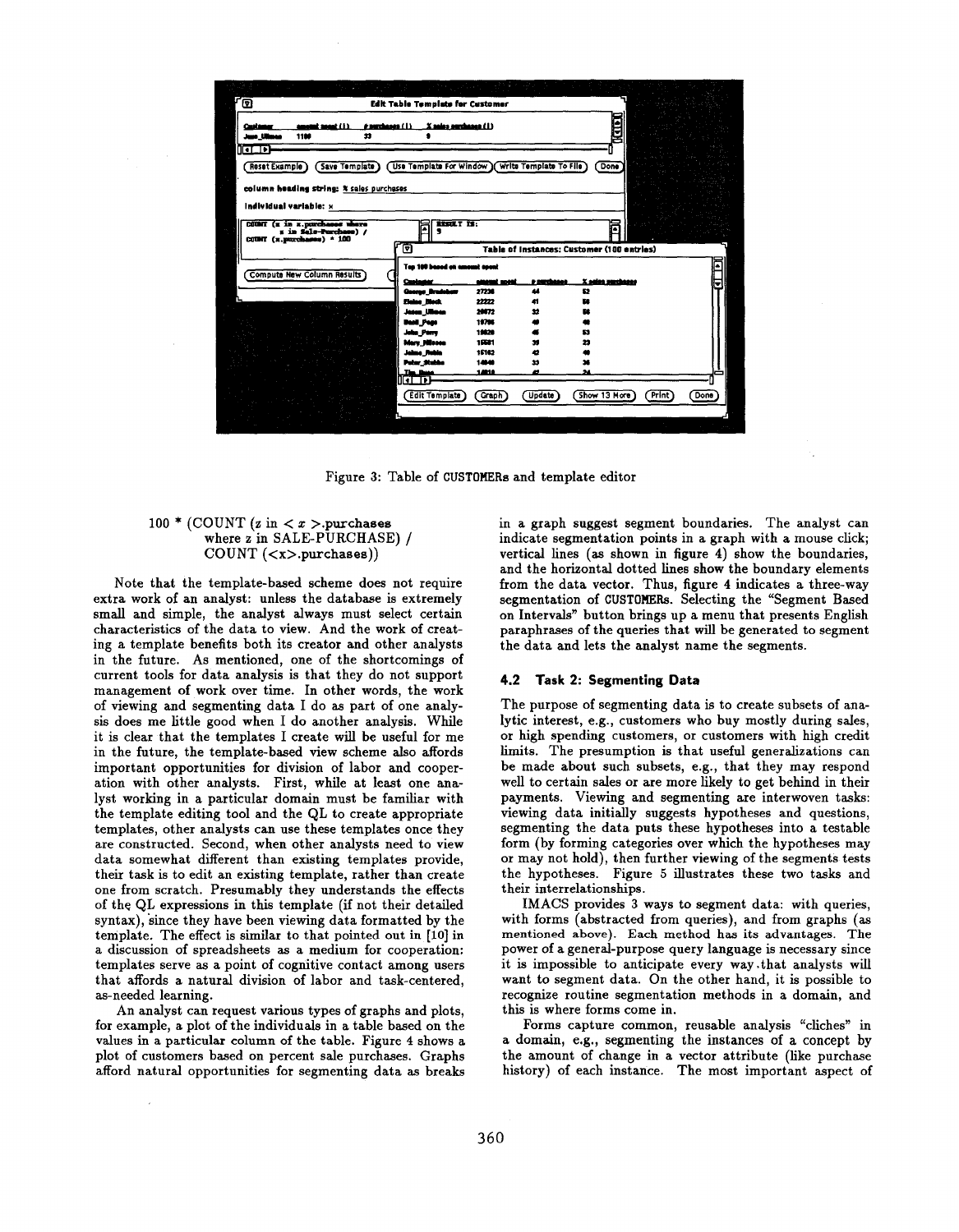Figure 3: Table of CUSTOMERs and template editor

100 * (COUNT (z in < x >.purchases
where z in SALE-PURCHASE) /
COUNT (<x>.purchases))

Note that the template-based scheme does not require extra work of an analyst: unless the database is extremely small and simple, the analyst always must select certain characteristics of the data to view. And the work of creating a template benefits both its creator and other analysts in the future. As mentioned, one of the shortcomings of current tools for data analysis is that they do not support management of work over time. In other words, the work of viewing and segmenting data I do as part of one analysis does me little good when I do another analysis. While it is clear that the templates I create will be useful for me in the future, the template-based view scheme also affords important opportunities for division of labor and cooperation with other analysts. First, while at least one analyst working in a particular domain must be familiar with the template editing tool and the QL to create appropriate templates, other analysts can use these templates once they are constructed. Second, when other analysts need to view data somewhat different than existing templates provide, their task is to edit an existing template, rather than create one from scratch. Presumably they understands the effects of the QL expressions in this template (if not their detailed syntax), since they have been viewing data formatted by the template. The effect is similar to that pointed out in [10] in a discussion of spreadsheets as a medium for cooperation: templates serve as a point of cognitive contact among users that affords a natural division of labor and task-centered, as-needed learning.

An analyst can request various types of graphs and plots, for example, a plot of the individuals in a table based on the values in a particular column of the table. Figure 4 shows a plot of customers based on percent sale purchases. Graphs afford natural opportunities for segmenting data as breaks in a graph suggest segment boundaries. The analyst can indicate segmentation points in a graph with a mouse click; vertical lines (as shown in figure 4) show the boundaries, and the horizontal dotted lines show the boundary elements from the data vector. Thus, figure 4 indicates a three-way segmentation of CUSTOMERs. Selecting the "Segment Based on Intervals" button brings up a menu that presents English paraphrases of the queries that will be generated to segment the data and lets the analyst name the segments.

### 4.2 Task 2: Segmenting Data

The purpose of segmenting data is to create subsets of analytic interest, e.g., customers who buy mostly during sales, or high spending customers, or customers with high credit limits. The presumption is that useful generalizations can be made about such subsets, e.g., that they may respond well to certain sales or are more likely to get behind in their payments. Viewing and segmenting are interwoven tasks: viewing data initially suggests hypotheses and questions, segmenting the data puts these hypotheses into a testable form (by forming categories over which the hypotheses may or may not hold), then further viewing of the segments tests the hypotheses. Figure 5 illustrates these two tasks and their interrelationships.

IMACS provides 3 ways to segment data: with queries, with forms (abstracted from queries), and from graphs (as mentioned above). Each method has its advantages. The power of a general-purpose query language is necessary since it is impossible to anticipate every way that analysts will want to segment data. On the other hand, it is possible to recognize routine segmentation methods in a domain, and this is where forms come in.

Forms capture common, reusable analysis "cliches" in a domain, e.g., segmenting the instances of a concept by the amount of change in a vector attribute (like purchase history) of each instance. The most important aspect of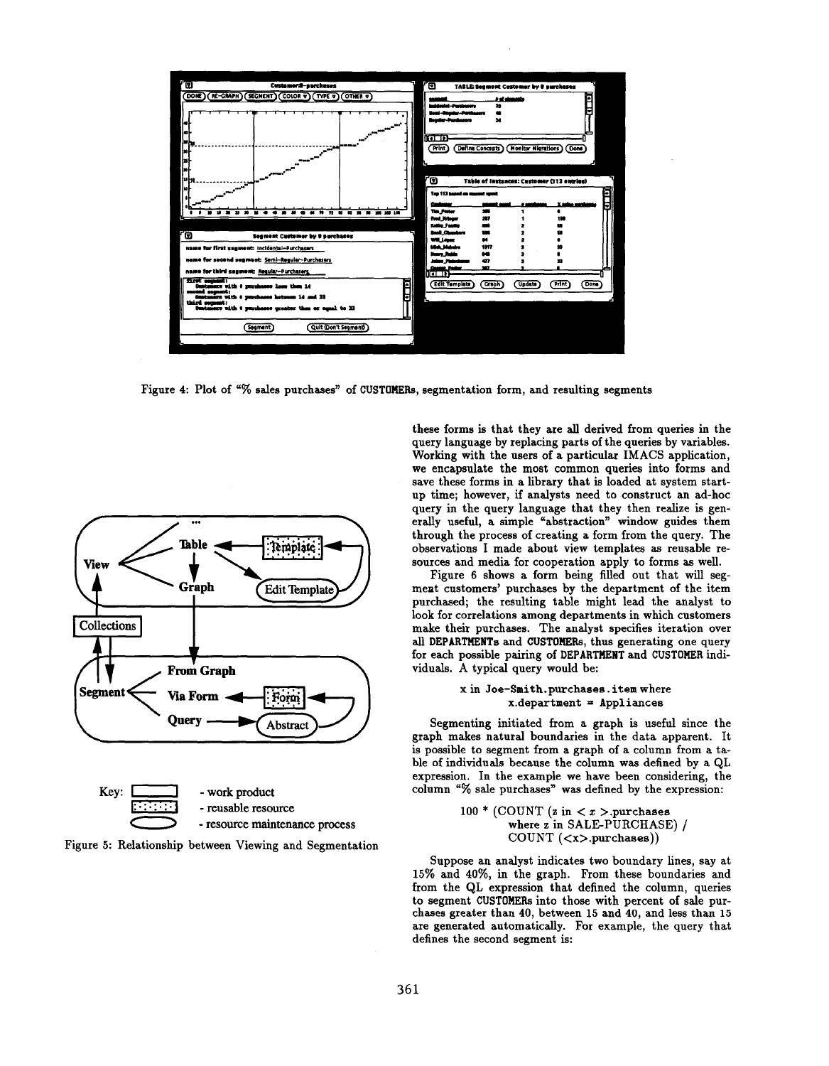Figure 4: Plot of "% sales purchases" of CUSTOMERs, segmentation form, and resulting segments

Figure 5: Relationship between Viewing and Segmentation

these forms is that they are all derived from queries in the query language by replacing parts of the queries by variables. Working with the users of a particular IMACS application, we encapsulate the most common queries into forms and save these forms in a library that is loaded at system start-up time; however, if analysts need to construct an ad-hoc query in the query language that they then realize is generally useful, a simple "abstraction" window guides them through the process of creating a form from the query. The observations I made about view templates as reusable resources and media for cooperation apply to forms as well.

Figure 6 shows a form being filled out that will segment customers' purchases by the department of the item purchased; the resulting table might lead the analyst to look for correlations among departments in which customers make their purchases. The analyst specifies iteration over all DEPARTMENTs and CUSTOMERs, thus generating one query for each possible pairing of DEPARTMENT and CUSTOMER individuals. A typical query would be:

```
x in Joe-Smith.purchases.item where
    x.department = Appliances
```

Segmenting initiated from a graph is useful since the graph makes natural boundaries in the data apparent. It is possible to segment from a graph of a column from a table of individuals because the column was defined by a QL expression. In the example we have been considering, the column "% sale purchases" was defined by the expression:

```
100 * (COUNT (z in < x >.purchases
        where z in SALE-PURCHASE) /
        COUNT (<x>.purchases))
```

Suppose an analyst indicates two boundary lines, say at 15% and 40%, in the graph. From these boundaries and from the QL expression that defined the column, queries to segment CUSTOMERs into those with percent of sale purchases greater than 40, between 15 and 40, and less than 15 are generated automatically. For example, the query that defines the second segment is: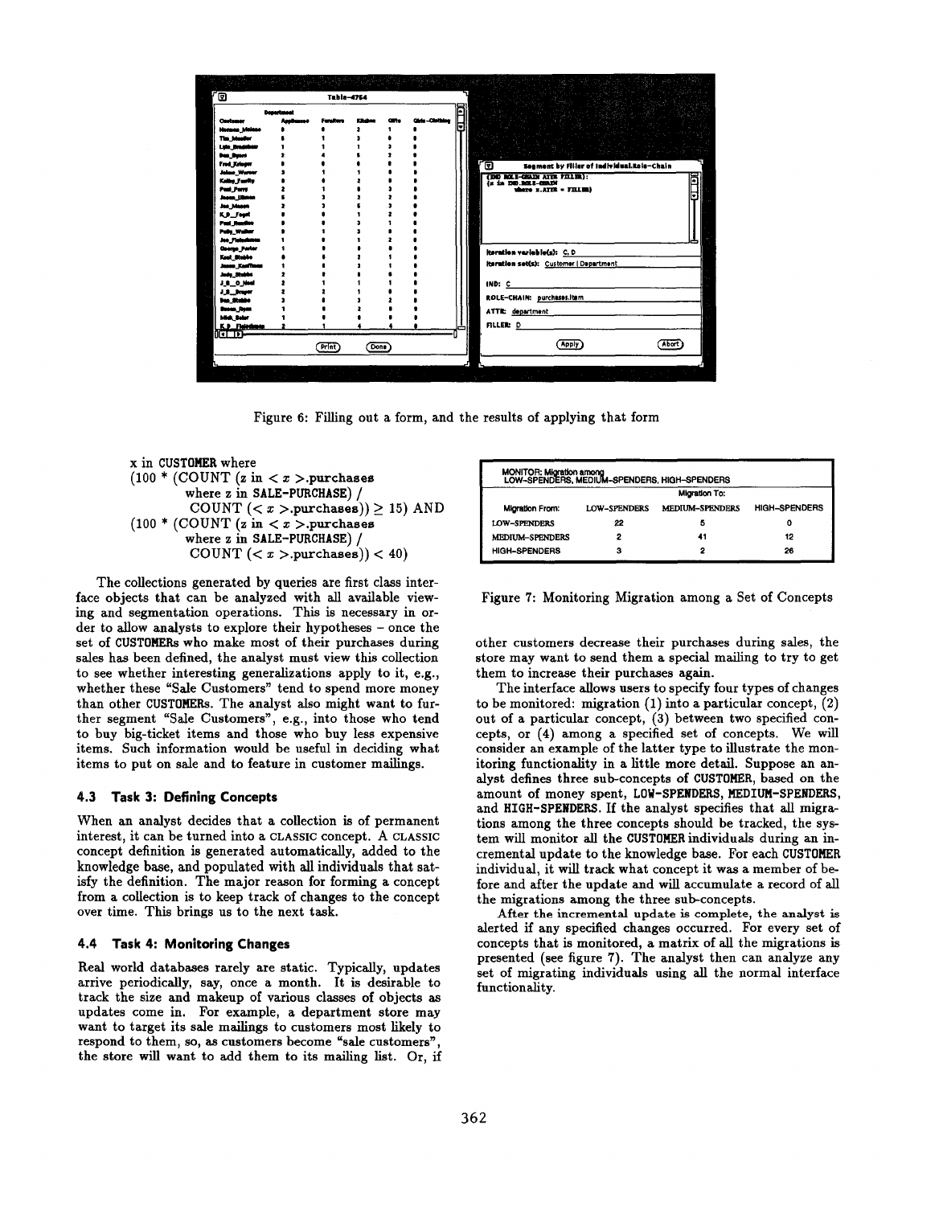Figure 6: Filling out a form, and the results of applying that form

```
x in CUSTOMER where
(100 * (COUNT (z in < x >.purchases
        where z in SALE-PURCHASE) /
        COUNT (< x >.purchases)) ≥ 15) AND
(100 * (COUNT (z in < x >.purchases
        where z in SALE-PURCHASE) /
        COUNT (< x >.purchases)) < 40)
```

The collections generated by queries are first class interface objects that can be analyzed with all available viewing and segmentation operations. This is necessary in order to allow analysts to explore their hypotheses – once the set of CUSTOMERs who make most of their purchases during sales has been defined, the analyst must view this collection to see whether interesting generalizations apply to it, e.g., whether these "Sale Customers" tend to spend more money than other CUSTOMERs. The analyst also might want to further segment "Sale Customers", e.g., into those who tend to buy big-ticket items and those who buy less expensive items. Such information would be useful in deciding what items to put on sale and to feature in customer mailings.

### 4.3 Task 3: Defining Concepts

When an analyst decides that a collection is of permanent interest, it can be turned into a CLASSIC concept. A CLASSIC concept definition is generated automatically, added to the knowledge base, and populated with all individuals that satisfy the definition. The major reason for forming a concept from a collection is to keep track of changes to the concept over time. This brings us to the next task.

### 4.4 Task 4: Monitoring Changes

Real world databases rarely are static. Typically, updates arrive periodically, say, once a month. It is desirable to track the size and makeup of various classes of objects as updates come in. For example, a department store may want to target its sale mailings to customers most likely to respond to them, so, as customers become "sale customers", the store will want to add them to its mailing list. Or, if other customers decrease their purchases during sales, the store may want to send them a special mailing to try to get them to increase their purchases again.

MONITOR: Migration among LOW-SPENDERS, MEDIUM-SPENDERS, HIGH-SPENDERS

| | Migration To: | | |
|---|---|---|---|
| Migration From: | LOW-SPENDERS | MEDIUM-SPENDERS | HIGH-SPENDERS |
| LOW-SPENDERS | 22 | 5 | 0 |
| MEDIUM-SPENDERS | 2 | 41 | 12 |
| HIGH-SPENDERS | 3 | 2 | 26 |

Figure 7: Monitoring Migration among a Set of Concepts

The interface allows users to specify four types of changes to be monitored: migration (1) into a particular concept, (2) out of a particular concept, (3) between two specified concepts, or (4) among a specified set of concepts. We will consider an example of the latter type to illustrate the monitoring functionality in a little more detail. Suppose an analyst defines three sub-concepts of CUSTOMER, based on the amount of money spent, LOW-SPENDERS, MEDIUM-SPENDERS, and HIGH-SPENDERS. If the analyst specifies that all migrations among the three concepts should be tracked, the system will monitor all the CUSTOMER individuals during an incremental update to the knowledge base. For each CUSTOMER individual, it will track what concept it was a member of before and after the update and will accumulate a record of all the migrations among the three sub-concepts.

After the incremental update is complete, the analyst is alerted if any specified changes occurred. For every set of concepts that is monitored, a matrix of all the migrations is presented (see figure 7). The analyst then can analyze any set of migrating individuals using all the normal interface functionality.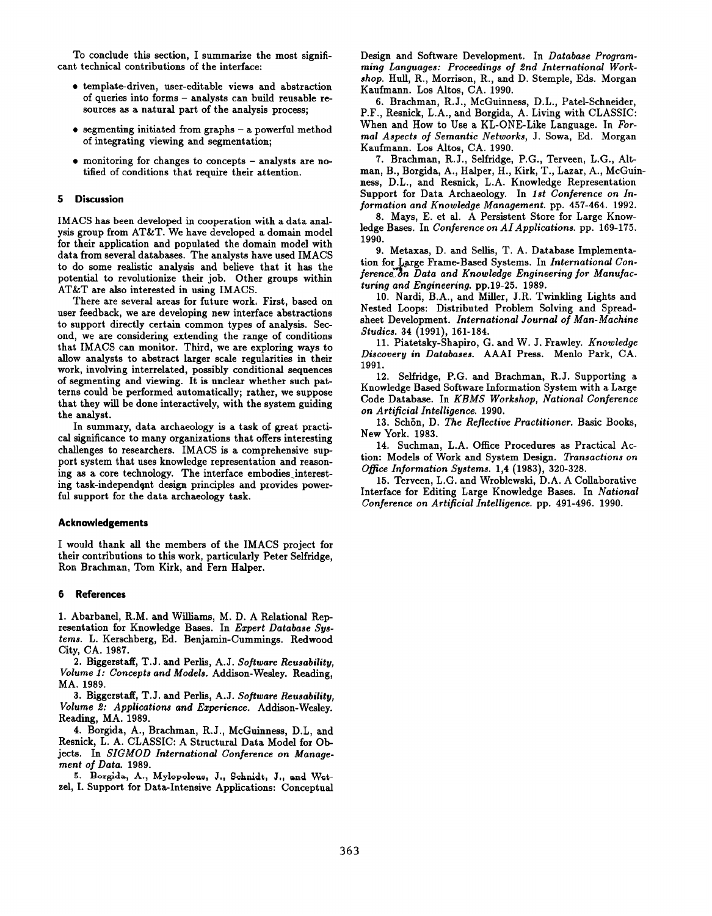To conclude this section, I summarize the most significant technical contributions of the interface:

- template-driven, user-editable views and abstraction of queries into forms – analysts can build reusable resources as a natural part of the analysis process;
- segmenting initiated from graphs – a powerful method of integrating viewing and segmentation;
- monitoring for changes to concepts – analysts are notified of conditions that require their attention.

## 5 Discussion

IMACS has been developed in cooperation with a data analysis group from AT&T. We have developed a domain model for their application and populated the domain model with data from several databases. The analysts have used IMACS to do some realistic analysis and believe that it has the potential to revolutionize their job. Other groups within AT&T are also interested in using IMACS.

There are several areas for future work. First, based on user feedback, we are developing new interface abstractions to support directly certain common types of analysis. Second, we are considering extending the range of conditions that IMACS can monitor. Third, we are exploring ways to allow analysts to abstract larger scale regularities in their work, involving interrelated, possibly conditional sequences of segmenting and viewing. It is unclear whether such patterns could be performed automatically; rather, we suppose that they will be done interactively, with the system guiding the analyst.

In summary, data archaeology is a task of great practical significance to many organizations that offers interesting challenges to researchers. IMACS is a comprehensive support system that uses knowledge representation and reasoning as a core technology. The interface embodies interesting task-independent design principles and provides powerful support for the data archaeology task.

### Acknowledgements

I would thank all the members of the IMACS project for their contributions to this work, particularly Peter Selfridge, Ron Brachman, Tom Kirk, and Fern Halper.

## 6 References

1. Abarbanel, R.M. and Williams, M. D. A Relational Representation for Knowledge Bases. In *Expert Database Systems.* L. Kerschberg, Ed. Benjamin-Cummings. Redwood City, CA. 1987.

2. Biggerstaff, T.J. and Perlis, A.J. *Software Reusability, Volume 1: Concepts and Models.* Addison-Wesley. Reading, MA. 1989.

3. Biggerstaff, T.J. and Perlis, A.J. *Software Reusability, Volume 2: Applications and Experience.* Addison-Wesley. Reading, MA. 1989.

4. Borgida, A., Brachman, R.J., McGuinness, D.L, and Resnick, L. A. CLASSIC: A Structural Data Model for Objects. In *SIGMOD International Conference on Management of Data.* 1989.

5. Borgida, A., Mylopolous, J., Schmidt, J., and Wetzel, I. Support for Data-Intensive Applications: Conceptual Design and Software Development. In *Database Programming Languages: Proceedings of 2nd International Workshop.* Hull, R., Morrison, R., and D. Stemple, Eds. Morgan Kaufmann. Los Altos, CA. 1990.

6. Brachman, R.J., McGuinness, D.L., Patel-Schneider, P.F., Resnick, L.A., and Borgida, A. Living with CLASSIC: When and How to Use a KL-ONE-Like Language. In *Formal Aspects of Semantic Networks,* J. Sowa, Ed. Morgan Kaufmann. Los Altos, CA. 1990.

7. Brachman, R.J., Selfridge, P.G., Terveen, L.G., Altman, B., Borgida, A., Halper, H., Kirk, T., Lazar, A., McGuinness, D.L., and Resnick, L.A. Knowledge Representation Support for Data Archaeology. In *1st Conference on Information and Knowledge Management.* pp. 457-464. 1992.

8. Mays, E. et al. A Persistent Store for Large Knowledge Bases. In *Conference on AI Applications.* pp. 169-175. 1990.

9. Metaxas, D. and Sellis, T. A. Database Implementation for Large Frame-Based Systems. In *International Conference on Data and Knowledge Engineering for Manufacturing and Engineering.* pp.19-25. 1989.

10. Nardi, B.A., and Miller, J.R. Twinkling Lights and Nested Loops: Distributed Problem Solving and Spreadsheet Development. *International Journal of Man-Machine Studies.* 34 (1991), 161-184.

11. Piatetsky-Shapiro, G. and W. J. Frawley. *Knowledge Discovery in Databases.* AAAI Press. Menlo Park, CA. 1991.

12. Selfridge, P.G. and Brachman, R.J. Supporting a Knowledge Based Software Information System with a Large Code Database. In *KBMS Workshop, National Conference on Artificial Intelligence.* 1990.

13. Schön, D. *The Reflective Practitioner.* Basic Books, New York. 1983.

14. Suchman, L.A. Office Procedures as Practical Action: Models of Work and System Design. *Transactions on Office Information Systems.* 1,4 (1983), 320-328.

15. Terveen, L.G. and Wroblewski, D.A. A Collaborative Interface for Editing Large Knowledge Bases. In *National Conference on Artificial Intelligence.* pp. 491-496. 1990.